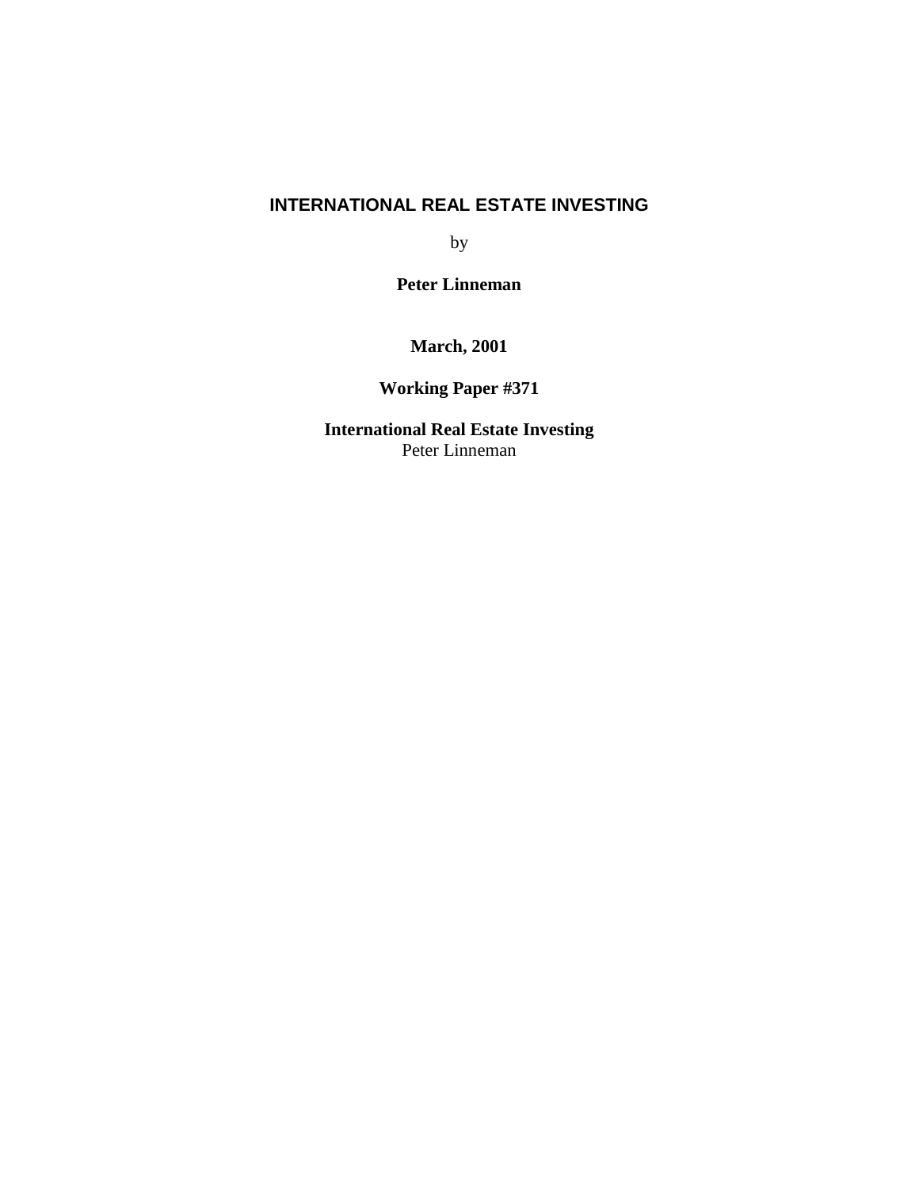# INTERNATIONAL REAL ESTATE INVESTING

by

**Peter Linneman**

**March, 2001**

**Working Paper #371**

**International Real Estate Investing**
Peter Linneman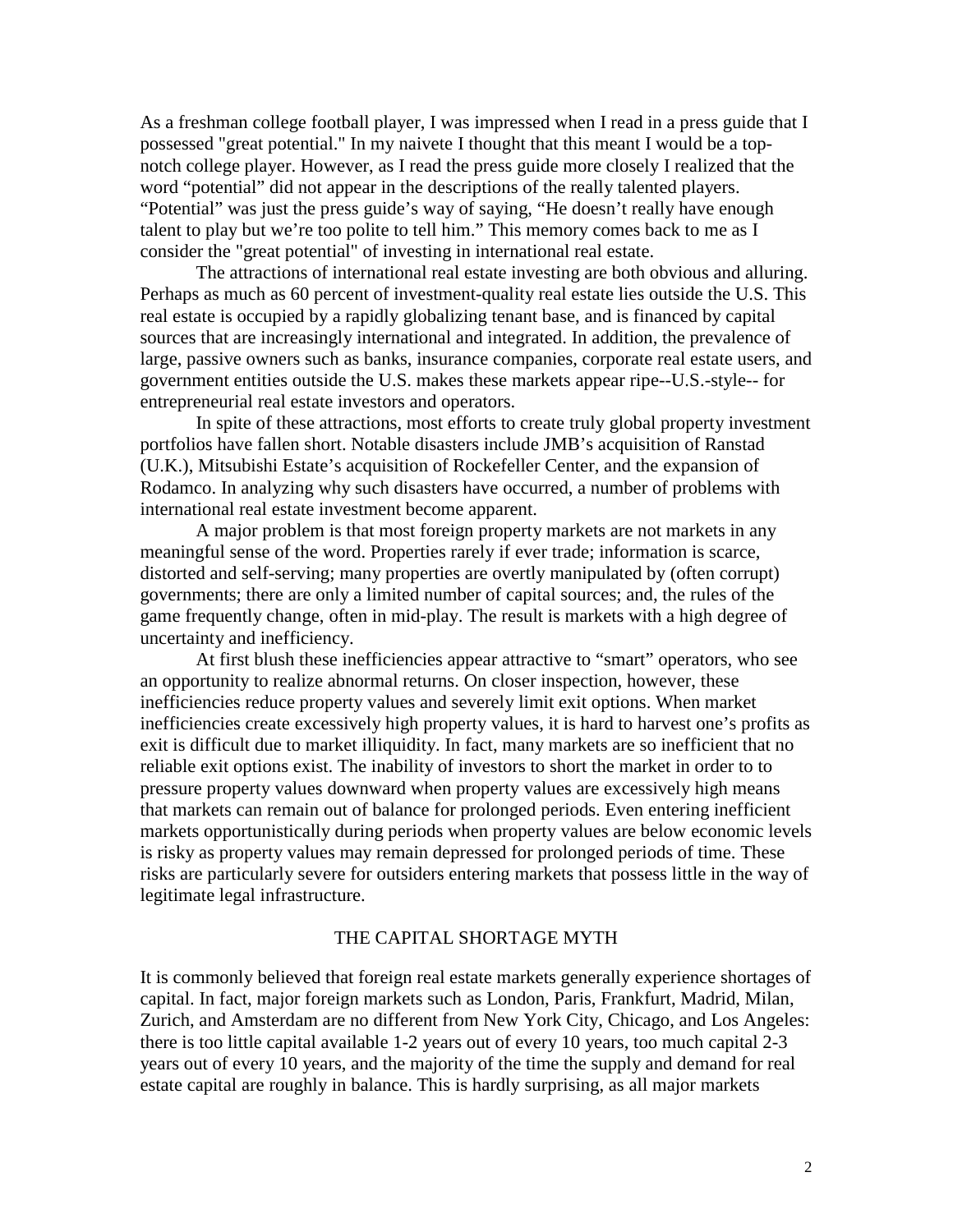As a freshman college football player, I was impressed when I read in a press guide that I possessed "great potential." In my naivete I thought that this meant I would be a top-notch college player. However, as I read the press guide more closely I realized that the word "potential" did not appear in the descriptions of the really talented players. "Potential" was just the press guide's way of saying, "He doesn't really have enough talent to play but we're too polite to tell him." This memory comes back to me as I consider the "great potential" of investing in international real estate.

The attractions of international real estate investing are both obvious and alluring. Perhaps as much as 60 percent of investment-quality real estate lies outside the U.S. This real estate is occupied by a rapidly globalizing tenant base, and is financed by capital sources that are increasingly international and integrated. In addition, the prevalence of large, passive owners such as banks, insurance companies, corporate real estate users, and government entities outside the U.S. makes these markets appear ripe--U.S.-style-- for entrepreneurial real estate investors and operators.

In spite of these attractions, most efforts to create truly global property investment portfolios have fallen short. Notable disasters include JMB's acquisition of Ranstad (U.K.), Mitsubishi Estate's acquisition of Rockefeller Center, and the expansion of Rodamco. In analyzing why such disasters have occurred, a number of problems with international real estate investment become apparent.

A major problem is that most foreign property markets are not markets in any meaningful sense of the word. Properties rarely if ever trade; information is scarce, distorted and self-serving; many properties are overtly manipulated by (often corrupt) governments; there are only a limited number of capital sources; and, the rules of the game frequently change, often in mid-play. The result is markets with a high degree of uncertainty and inefficiency.

At first blush these inefficiencies appear attractive to "smart" operators, who see an opportunity to realize abnormal returns. On closer inspection, however, these inefficiencies reduce property values and severely limit exit options. When market inefficiencies create excessively high property values, it is hard to harvest one's profits as exit is difficult due to market illiquidity. In fact, many markets are so inefficient that no reliable exit options exist. The inability of investors to short the market in order to to pressure property values downward when property values are excessively high means that markets can remain out of balance for prolonged periods. Even entering inefficient markets opportunistically during periods when property values are below economic levels is risky as property values may remain depressed for prolonged periods of time. These risks are particularly severe for outsiders entering markets that possess little in the way of legitimate legal infrastructure.

## THE CAPITAL SHORTAGE MYTH

It is commonly believed that foreign real estate markets generally experience shortages of capital. In fact, major foreign markets such as London, Paris, Frankfurt, Madrid, Milan, Zurich, and Amsterdam are no different from New York City, Chicago, and Los Angeles: there is too little capital available 1-2 years out of every 10 years, too much capital 2-3 years out of every 10 years, and the majority of the time the supply and demand for real estate capital are roughly in balance. This is hardly surprising, as all major markets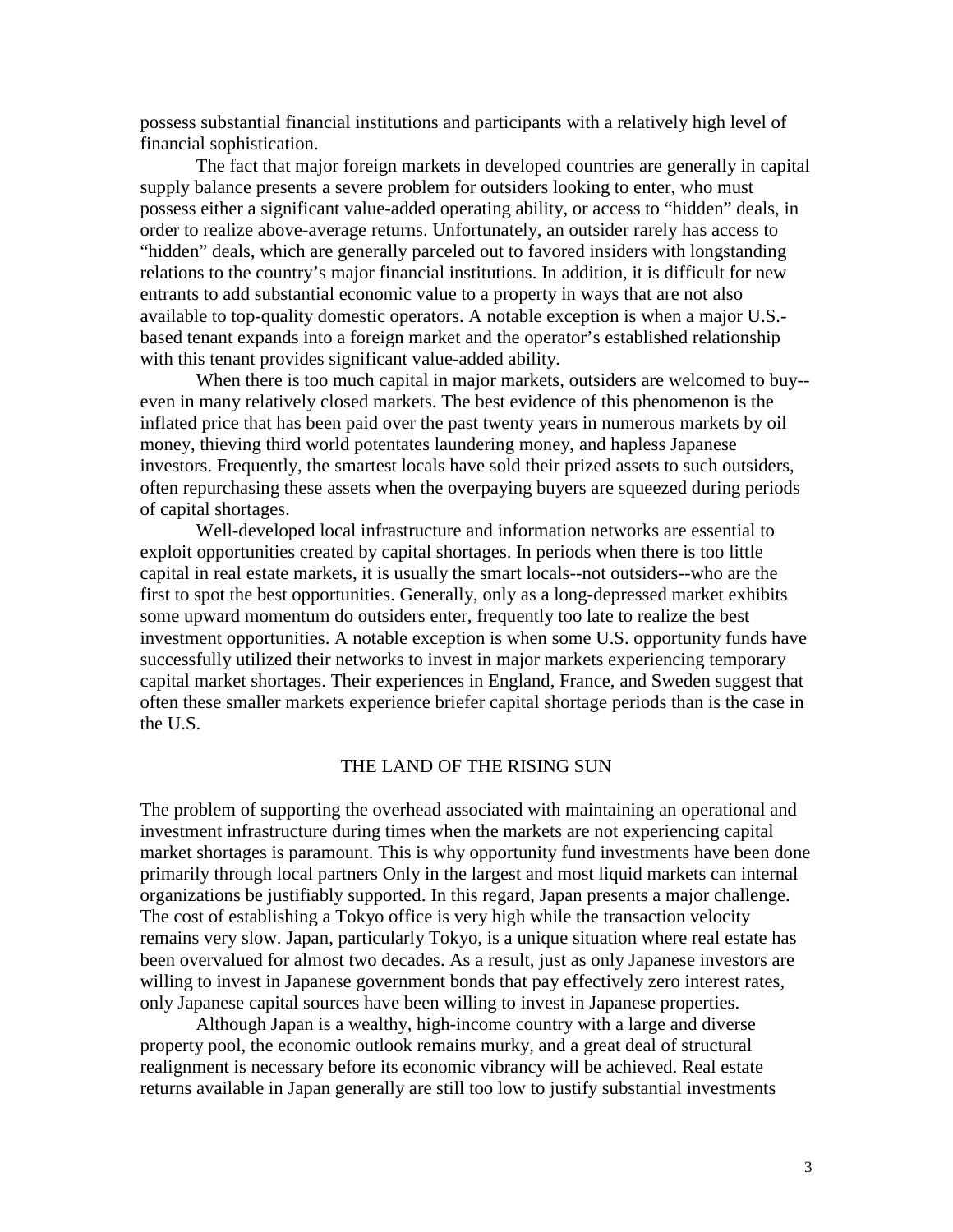possess substantial financial institutions and participants with a relatively high level of financial sophistication.

The fact that major foreign markets in developed countries are generally in capital supply balance presents a severe problem for outsiders looking to enter, who must possess either a significant value-added operating ability, or access to "hidden" deals, in order to realize above-average returns. Unfortunately, an outsider rarely has access to "hidden" deals, which are generally parceled out to favored insiders with longstanding relations to the country's major financial institutions. In addition, it is difficult for new entrants to add substantial economic value to a property in ways that are not also available to top-quality domestic operators. A notable exception is when a major U.S.-based tenant expands into a foreign market and the operator's established relationship with this tenant provides significant value-added ability.

When there is too much capital in major markets, outsiders are welcomed to buy--even in many relatively closed markets. The best evidence of this phenomenon is the inflated price that has been paid over the past twenty years in numerous markets by oil money, thieving third world potentates laundering money, and hapless Japanese investors. Frequently, the smartest locals have sold their prized assets to such outsiders, often repurchasing these assets when the overpaying buyers are squeezed during periods of capital shortages.

Well-developed local infrastructure and information networks are essential to exploit opportunities created by capital shortages. In periods when there is too little capital in real estate markets, it is usually the smart locals--not outsiders--who are the first to spot the best opportunities. Generally, only as a long-depressed market exhibits some upward momentum do outsiders enter, frequently too late to realize the best investment opportunities. A notable exception is when some U.S. opportunity funds have successfully utilized their networks to invest in major markets experiencing temporary capital market shortages. Their experiences in England, France, and Sweden suggest that often these smaller markets experience briefer capital shortage periods than is the case in the U.S.

## THE LAND OF THE RISING SUN

The problem of supporting the overhead associated with maintaining an operational and investment infrastructure during times when the markets are not experiencing capital market shortages is paramount. This is why opportunity fund investments have been done primarily through local partners Only in the largest and most liquid markets can internal organizations be justifiably supported. In this regard, Japan presents a major challenge. The cost of establishing a Tokyo office is very high while the transaction velocity remains very slow. Japan, particularly Tokyo, is a unique situation where real estate has been overvalued for almost two decades. As a result, just as only Japanese investors are willing to invest in Japanese government bonds that pay effectively zero interest rates, only Japanese capital sources have been willing to invest in Japanese properties.

Although Japan is a wealthy, high-income country with a large and diverse property pool, the economic outlook remains murky, and a great deal of structural realignment is necessary before its economic vibrancy will be achieved. Real estate returns available in Japan generally are still too low to justify substantial investments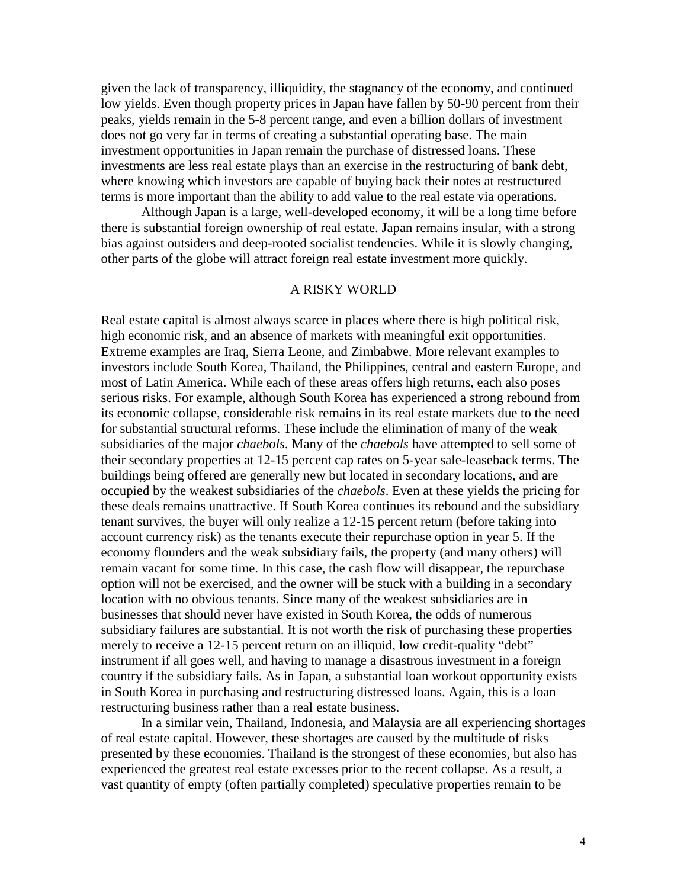given the lack of transparency, illiquidity, the stagnancy of the economy, and continued low yields. Even though property prices in Japan have fallen by 50-90 percent from their peaks, yields remain in the 5-8 percent range, and even a billion dollars of investment does not go very far in terms of creating a substantial operating base. The main investment opportunities in Japan remain the purchase of distressed loans. These investments are less real estate plays than an exercise in the restructuring of bank debt, where knowing which investors are capable of buying back their notes at restructured terms is more important than the ability to add value to the real estate via operations.

Although Japan is a large, well-developed economy, it will be a long time before there is substantial foreign ownership of real estate. Japan remains insular, with a strong bias against outsiders and deep-rooted socialist tendencies. While it is slowly changing, other parts of the globe will attract foreign real estate investment more quickly.

## A RISKY WORLD

Real estate capital is almost always scarce in places where there is high political risk, high economic risk, and an absence of markets with meaningful exit opportunities. Extreme examples are Iraq, Sierra Leone, and Zimbabwe. More relevant examples to investors include South Korea, Thailand, the Philippines, central and eastern Europe, and most of Latin America. While each of these areas offers high returns, each also poses serious risks. For example, although South Korea has experienced a strong rebound from its economic collapse, considerable risk remains in its real estate markets due to the need for substantial structural reforms. These include the elimination of many of the weak subsidiaries of the major *chaebols*. Many of the *chaebols* have attempted to sell some of their secondary properties at 12-15 percent cap rates on 5-year sale-leaseback terms. The buildings being offered are generally new but located in secondary locations, and are occupied by the weakest subsidiaries of the *chaebols*. Even at these yields the pricing for these deals remains unattractive. If South Korea continues its rebound and the subsidiary tenant survives, the buyer will only realize a 12-15 percent return (before taking into account currency risk) as the tenants execute their repurchase option in year 5. If the economy flounders and the weak subsidiary fails, the property (and many others) will remain vacant for some time. In this case, the cash flow will disappear, the repurchase option will not be exercised, and the owner will be stuck with a building in a secondary location with no obvious tenants. Since many of the weakest subsidiaries are in businesses that should never have existed in South Korea, the odds of numerous subsidiary failures are substantial. It is not worth the risk of purchasing these properties merely to receive a 12-15 percent return on an illiquid, low credit-quality "debt" instrument if all goes well, and having to manage a disastrous investment in a foreign country if the subsidiary fails. As in Japan, a substantial loan workout opportunity exists in South Korea in purchasing and restructuring distressed loans. Again, this is a loan restructuring business rather than a real estate business.

In a similar vein, Thailand, Indonesia, and Malaysia are all experiencing shortages of real estate capital. However, these shortages are caused by the multitude of risks presented by these economies. Thailand is the strongest of these economies, but also has experienced the greatest real estate excesses prior to the recent collapse. As a result, a vast quantity of empty (often partially completed) speculative properties remain to be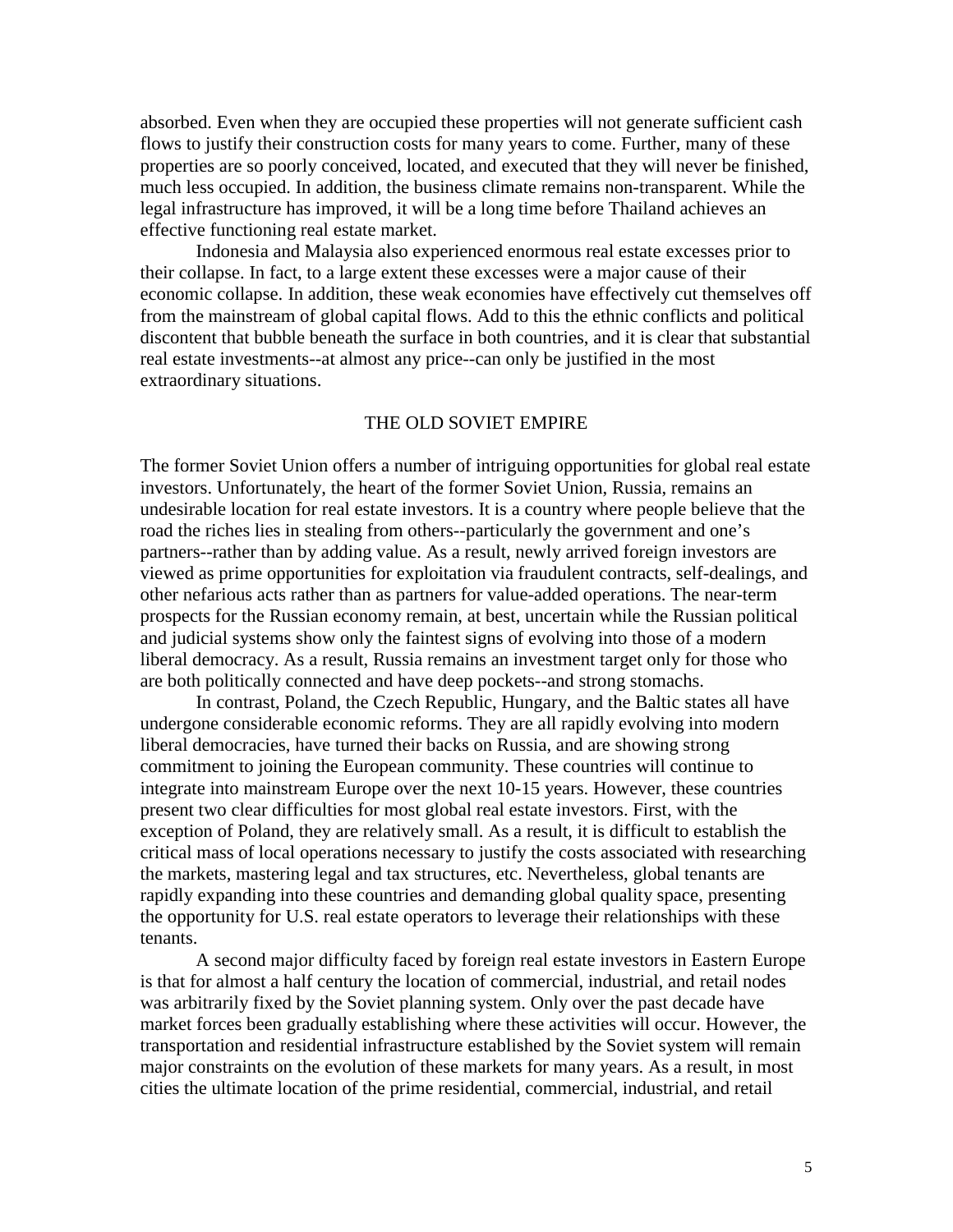absorbed. Even when they are occupied these properties will not generate sufficient cash flows to justify their construction costs for many years to come. Further, many of these properties are so poorly conceived, located, and executed that they will never be finished, much less occupied. In addition, the business climate remains non-transparent. While the legal infrastructure has improved, it will be a long time before Thailand achieves an effective functioning real estate market.

Indonesia and Malaysia also experienced enormous real estate excesses prior to their collapse. In fact, to a large extent these excesses were a major cause of their economic collapse. In addition, these weak economies have effectively cut themselves off from the mainstream of global capital flows. Add to this the ethnic conflicts and political discontent that bubble beneath the surface in both countries, and it is clear that substantial real estate investments--at almost any price--can only be justified in the most extraordinary situations.

## THE OLD SOVIET EMPIRE

The former Soviet Union offers a number of intriguing opportunities for global real estate investors. Unfortunately, the heart of the former Soviet Union, Russia, remains an undesirable location for real estate investors. It is a country where people believe that the road the riches lies in stealing from others--particularly the government and one's partners--rather than by adding value. As a result, newly arrived foreign investors are viewed as prime opportunities for exploitation via fraudulent contracts, self-dealings, and other nefarious acts rather than as partners for value-added operations. The near-term prospects for the Russian economy remain, at best, uncertain while the Russian political and judicial systems show only the faintest signs of evolving into those of a modern liberal democracy. As a result, Russia remains an investment target only for those who are both politically connected and have deep pockets--and strong stomachs.

In contrast, Poland, the Czech Republic, Hungary, and the Baltic states all have undergone considerable economic reforms. They are all rapidly evolving into modern liberal democracies, have turned their backs on Russia, and are showing strong commitment to joining the European community. These countries will continue to integrate into mainstream Europe over the next 10-15 years. However, these countries present two clear difficulties for most global real estate investors. First, with the exception of Poland, they are relatively small. As a result, it is difficult to establish the critical mass of local operations necessary to justify the costs associated with researching the markets, mastering legal and tax structures, etc. Nevertheless, global tenants are rapidly expanding into these countries and demanding global quality space, presenting the opportunity for U.S. real estate operators to leverage their relationships with these tenants.

A second major difficulty faced by foreign real estate investors in Eastern Europe is that for almost a half century the location of commercial, industrial, and retail nodes was arbitrarily fixed by the Soviet planning system. Only over the past decade have market forces been gradually establishing where these activities will occur. However, the transportation and residential infrastructure established by the Soviet system will remain major constraints on the evolution of these markets for many years. As a result, in most cities the ultimate location of the prime residential, commercial, industrial, and retail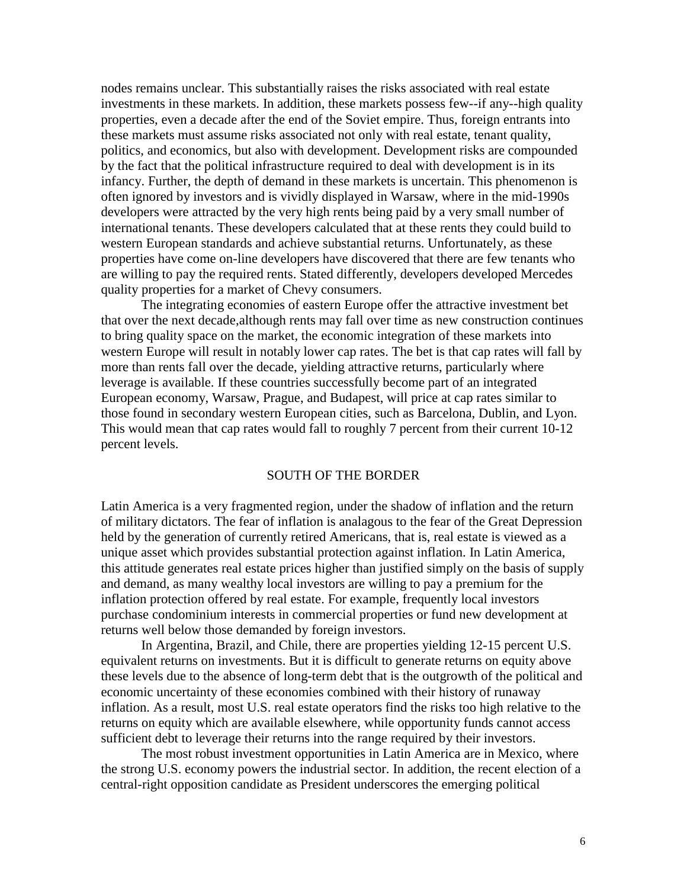nodes remains unclear. This substantially raises the risks associated with real estate investments in these markets. In addition, these markets possess few--if any--high quality properties, even a decade after the end of the Soviet empire. Thus, foreign entrants into these markets must assume risks associated not only with real estate, tenant quality, politics, and economics, but also with development. Development risks are compounded by the fact that the political infrastructure required to deal with development is in its infancy. Further, the depth of demand in these markets is uncertain. This phenomenon is often ignored by investors and is vividly displayed in Warsaw, where in the mid-1990s developers were attracted by the very high rents being paid by a very small number of international tenants. These developers calculated that at these rents they could build to western European standards and achieve substantial returns. Unfortunately, as these properties have come on-line developers have discovered that there are few tenants who are willing to pay the required rents. Stated differently, developers developed Mercedes quality properties for a market of Chevy consumers.

The integrating economies of eastern Europe offer the attractive investment bet that over the next decade,although rents may fall over time as new construction continues to bring quality space on the market, the economic integration of these markets into western Europe will result in notably lower cap rates. The bet is that cap rates will fall by more than rents fall over the decade, yielding attractive returns, particularly where leverage is available. If these countries successfully become part of an integrated European economy, Warsaw, Prague, and Budapest, will price at cap rates similar to those found in secondary western European cities, such as Barcelona, Dublin, and Lyon. This would mean that cap rates would fall to roughly 7 percent from their current 10-12 percent levels.

## SOUTH OF THE BORDER

Latin America is a very fragmented region, under the shadow of inflation and the return of military dictators. The fear of inflation is analagous to the fear of the Great Depression held by the generation of currently retired Americans, that is, real estate is viewed as a unique asset which provides substantial protection against inflation. In Latin America, this attitude generates real estate prices higher than justified simply on the basis of supply and demand, as many wealthy local investors are willing to pay a premium for the inflation protection offered by real estate. For example, frequently local investors purchase condominium interests in commercial properties or fund new development at returns well below those demanded by foreign investors.

In Argentina, Brazil, and Chile, there are properties yielding 12-15 percent U.S. equivalent returns on investments. But it is difficult to generate returns on equity above these levels due to the absence of long-term debt that is the outgrowth of the political and economic uncertainty of these economies combined with their history of runaway inflation. As a result, most U.S. real estate operators find the risks too high relative to the returns on equity which are available elsewhere, while opportunity funds cannot access sufficient debt to leverage their returns into the range required by their investors.

The most robust investment opportunities in Latin America are in Mexico, where the strong U.S. economy powers the industrial sector. In addition, the recent election of a central-right opposition candidate as President underscores the emerging political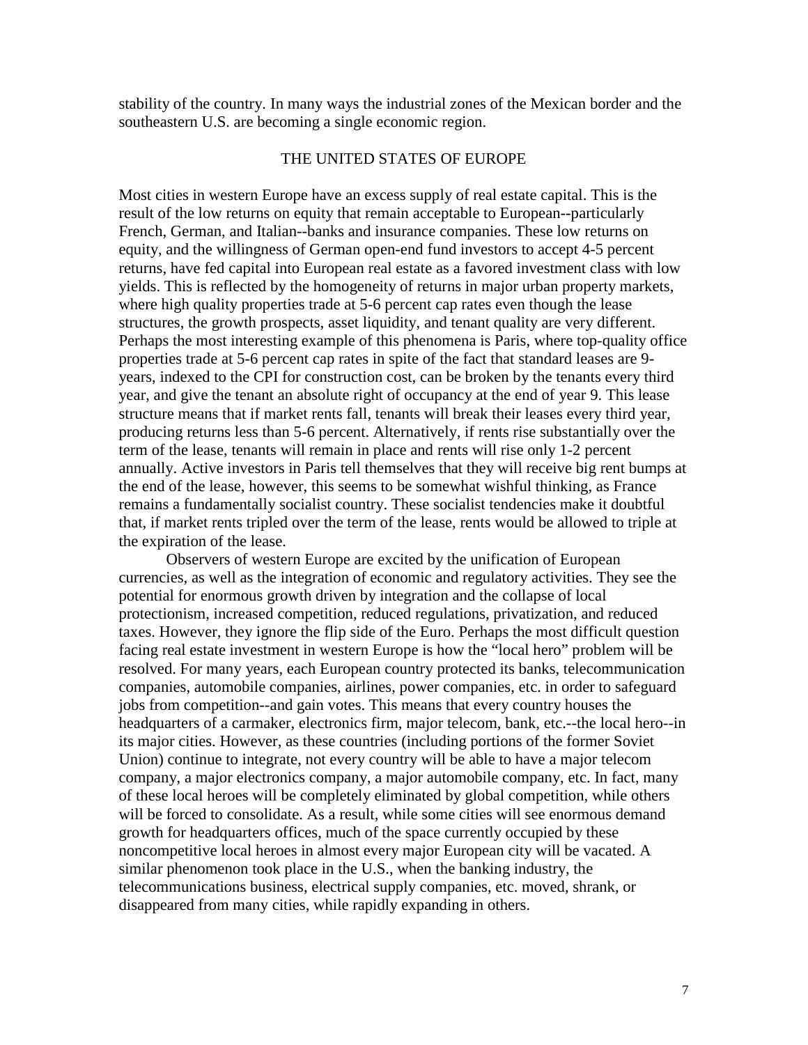stability of the country. In many ways the industrial zones of the Mexican border and the southeastern U.S. are becoming a single economic region.

## THE UNITED STATES OF EUROPE

Most cities in western Europe have an excess supply of real estate capital. This is the result of the low returns on equity that remain acceptable to European--particularly French, German, and Italian--banks and insurance companies. These low returns on equity, and the willingness of German open-end fund investors to accept 4-5 percent returns, have fed capital into European real estate as a favored investment class with low yields. This is reflected by the homogeneity of returns in major urban property markets, where high quality properties trade at 5-6 percent cap rates even though the lease structures, the growth prospects, asset liquidity, and tenant quality are very different. Perhaps the most interesting example of this phenomena is Paris, where top-quality office properties trade at 5-6 percent cap rates in spite of the fact that standard leases are 9-years, indexed to the CPI for construction cost, can be broken by the tenants every third year, and give the tenant an absolute right of occupancy at the end of year 9. This lease structure means that if market rents fall, tenants will break their leases every third year, producing returns less than 5-6 percent. Alternatively, if rents rise substantially over the term of the lease, tenants will remain in place and rents will rise only 1-2 percent annually. Active investors in Paris tell themselves that they will receive big rent bumps at the end of the lease, however, this seems to be somewhat wishful thinking, as France remains a fundamentally socialist country. These socialist tendencies make it doubtful that, if market rents tripled over the term of the lease, rents would be allowed to triple at the expiration of the lease.

Observers of western Europe are excited by the unification of European currencies, as well as the integration of economic and regulatory activities. They see the potential for enormous growth driven by integration and the collapse of local protectionism, increased competition, reduced regulations, privatization, and reduced taxes. However, they ignore the flip side of the Euro. Perhaps the most difficult question facing real estate investment in western Europe is how the "local hero" problem will be resolved. For many years, each European country protected its banks, telecommunication companies, automobile companies, airlines, power companies, etc. in order to safeguard jobs from competition--and gain votes. This means that every country houses the headquarters of a carmaker, electronics firm, major telecom, bank, etc.--the local hero--in its major cities. However, as these countries (including portions of the former Soviet Union) continue to integrate, not every country will be able to have a major telecom company, a major electronics company, a major automobile company, etc. In fact, many of these local heroes will be completely eliminated by global competition, while others will be forced to consolidate. As a result, while some cities will see enormous demand growth for headquarters offices, much of the space currently occupied by these noncompetitive local heroes in almost every major European city will be vacated. A similar phenomenon took place in the U.S., when the banking industry, the telecommunications business, electrical supply companies, etc. moved, shrank, or disappeared from many cities, while rapidly expanding in others.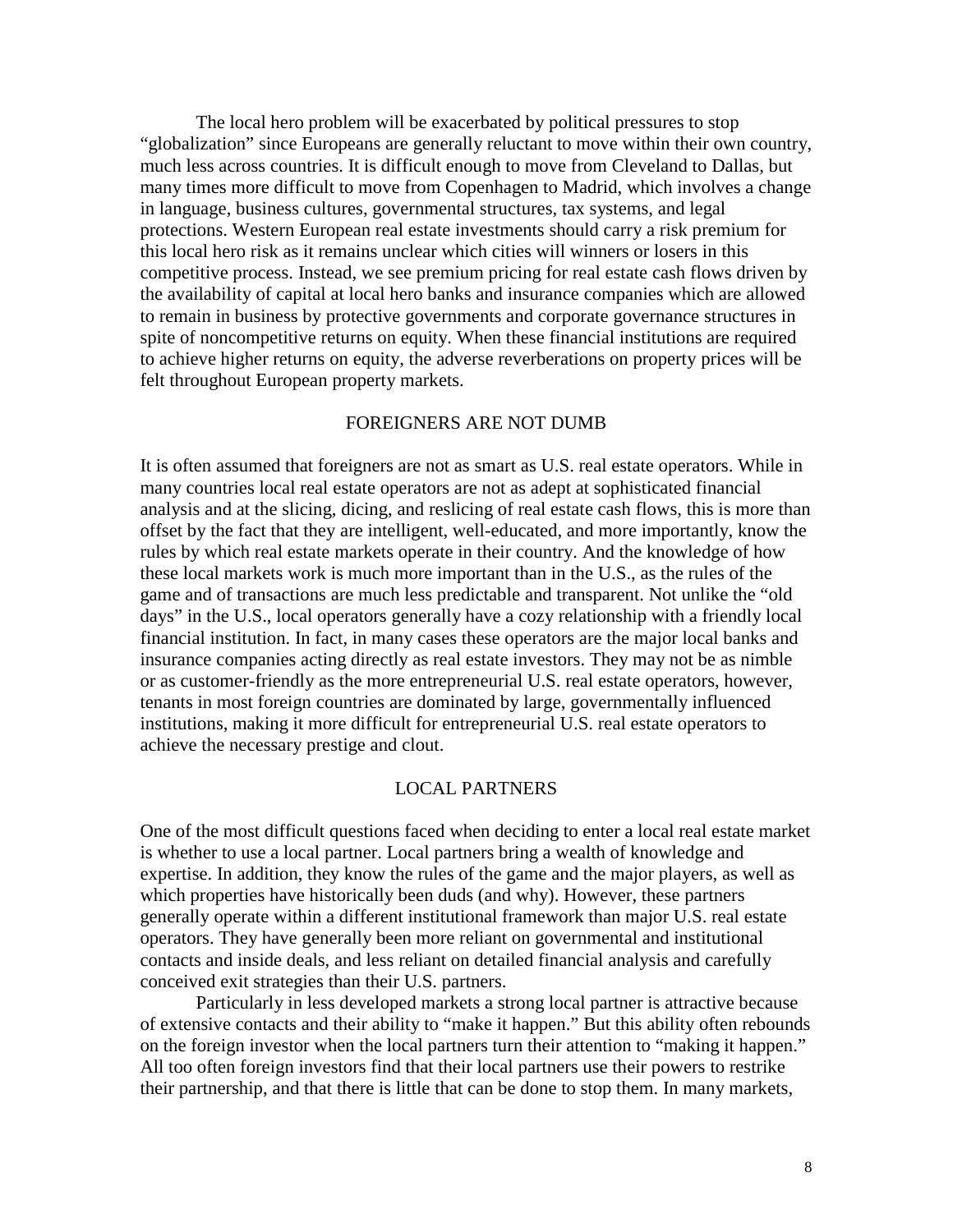The local hero problem will be exacerbated by political pressures to stop "globalization" since Europeans are generally reluctant to move within their own country, much less across countries. It is difficult enough to move from Cleveland to Dallas, but many times more difficult to move from Copenhagen to Madrid, which involves a change in language, business cultures, governmental structures, tax systems, and legal protections. Western European real estate investments should carry a risk premium for this local hero risk as it remains unclear which cities will winners or losers in this competitive process. Instead, we see premium pricing for real estate cash flows driven by the availability of capital at local hero banks and insurance companies which are allowed to remain in business by protective governments and corporate governance structures in spite of noncompetitive returns on equity. When these financial institutions are required to achieve higher returns on equity, the adverse reverberations on property prices will be felt throughout European property markets.

## FOREIGNERS ARE NOT DUMB

It is often assumed that foreigners are not as smart as U.S. real estate operators. While in many countries local real estate operators are not as adept at sophisticated financial analysis and at the slicing, dicing, and reslicing of real estate cash flows, this is more than offset by the fact that they are intelligent, well-educated, and more importantly, know the rules by which real estate markets operate in their country. And the knowledge of how these local markets work is much more important than in the U.S., as the rules of the game and of transactions are much less predictable and transparent. Not unlike the "old days" in the U.S., local operators generally have a cozy relationship with a friendly local financial institution. In fact, in many cases these operators are the major local banks and insurance companies acting directly as real estate investors. They may not be as nimble or as customer-friendly as the more entrepreneurial U.S. real estate operators, however, tenants in most foreign countries are dominated by large, governmentally influenced institutions, making it more difficult for entrepreneurial U.S. real estate operators to achieve the necessary prestige and clout.

## LOCAL PARTNERS

One of the most difficult questions faced when deciding to enter a local real estate market is whether to use a local partner. Local partners bring a wealth of knowledge and expertise. In addition, they know the rules of the game and the major players, as well as which properties have historically been duds (and why). However, these partners generally operate within a different institutional framework than major U.S. real estate operators. They have generally been more reliant on governmental and institutional contacts and inside deals, and less reliant on detailed financial analysis and carefully conceived exit strategies than their U.S. partners.

Particularly in less developed markets a strong local partner is attractive because of extensive contacts and their ability to "make it happen." But this ability often rebounds on the foreign investor when the local partners turn their attention to "making it happen." All too often foreign investors find that their local partners use their powers to restrike their partnership, and that there is little that can be done to stop them. In many markets,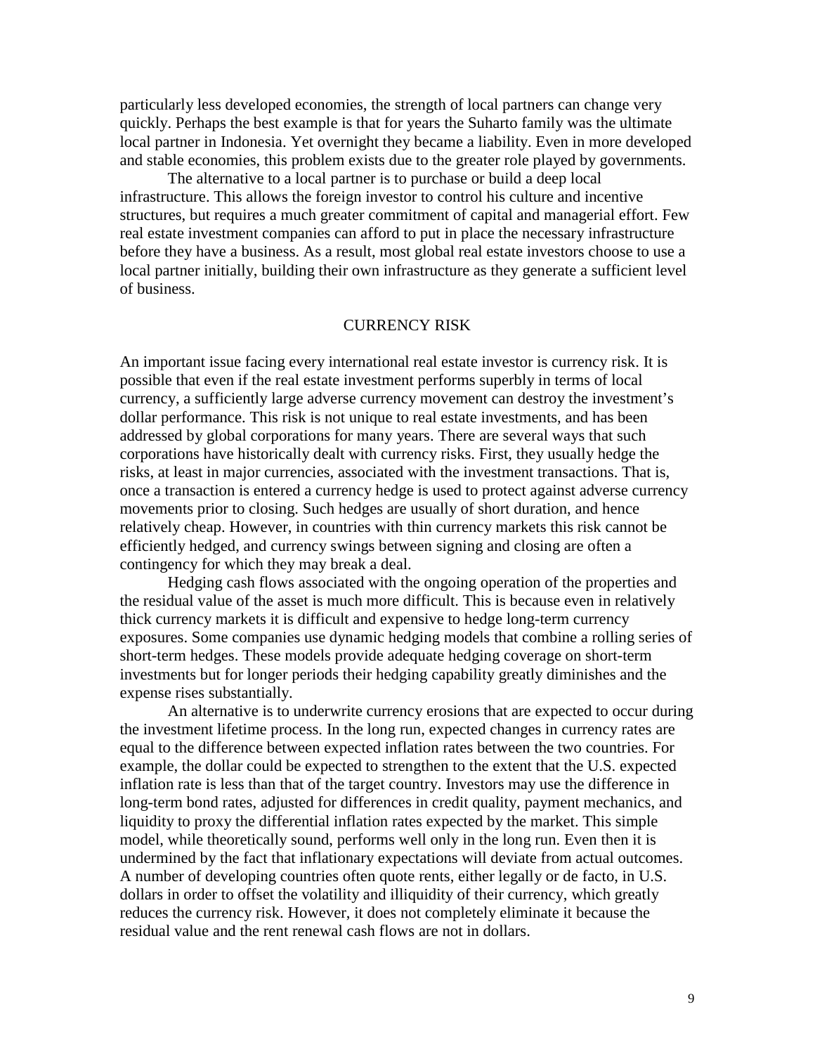particularly less developed economies, the strength of local partners can change very quickly. Perhaps the best example is that for years the Suharto family was the ultimate local partner in Indonesia. Yet overnight they became a liability. Even in more developed and stable economies, this problem exists due to the greater role played by governments.

The alternative to a local partner is to purchase or build a deep local infrastructure. This allows the foreign investor to control his culture and incentive structures, but requires a much greater commitment of capital and managerial effort. Few real estate investment companies can afford to put in place the necessary infrastructure before they have a business. As a result, most global real estate investors choose to use a local partner initially, building their own infrastructure as they generate a sufficient level of business.

## CURRENCY RISK

An important issue facing every international real estate investor is currency risk. It is possible that even if the real estate investment performs superbly in terms of local currency, a sufficiently large adverse currency movement can destroy the investment's dollar performance. This risk is not unique to real estate investments, and has been addressed by global corporations for many years. There are several ways that such corporations have historically dealt with currency risks. First, they usually hedge the risks, at least in major currencies, associated with the investment transactions. That is, once a transaction is entered a currency hedge is used to protect against adverse currency movements prior to closing. Such hedges are usually of short duration, and hence relatively cheap. However, in countries with thin currency markets this risk cannot be efficiently hedged, and currency swings between signing and closing are often a contingency for which they may break a deal.

Hedging cash flows associated with the ongoing operation of the properties and the residual value of the asset is much more difficult. This is because even in relatively thick currency markets it is difficult and expensive to hedge long-term currency exposures. Some companies use dynamic hedging models that combine a rolling series of short-term hedges. These models provide adequate hedging coverage on short-term investments but for longer periods their hedging capability greatly diminishes and the expense rises substantially.

An alternative is to underwrite currency erosions that are expected to occur during the investment lifetime process. In the long run, expected changes in currency rates are equal to the difference between expected inflation rates between the two countries. For example, the dollar could be expected to strengthen to the extent that the U.S. expected inflation rate is less than that of the target country. Investors may use the difference in long-term bond rates, adjusted for differences in credit quality, payment mechanics, and liquidity to proxy the differential inflation rates expected by the market. This simple model, while theoretically sound, performs well only in the long run. Even then it is undermined by the fact that inflationary expectations will deviate from actual outcomes. A number of developing countries often quote rents, either legally or de facto, in U.S. dollars in order to offset the volatility and illiquidity of their currency, which greatly reduces the currency risk. However, it does not completely eliminate it because the residual value and the rent renewal cash flows are not in dollars.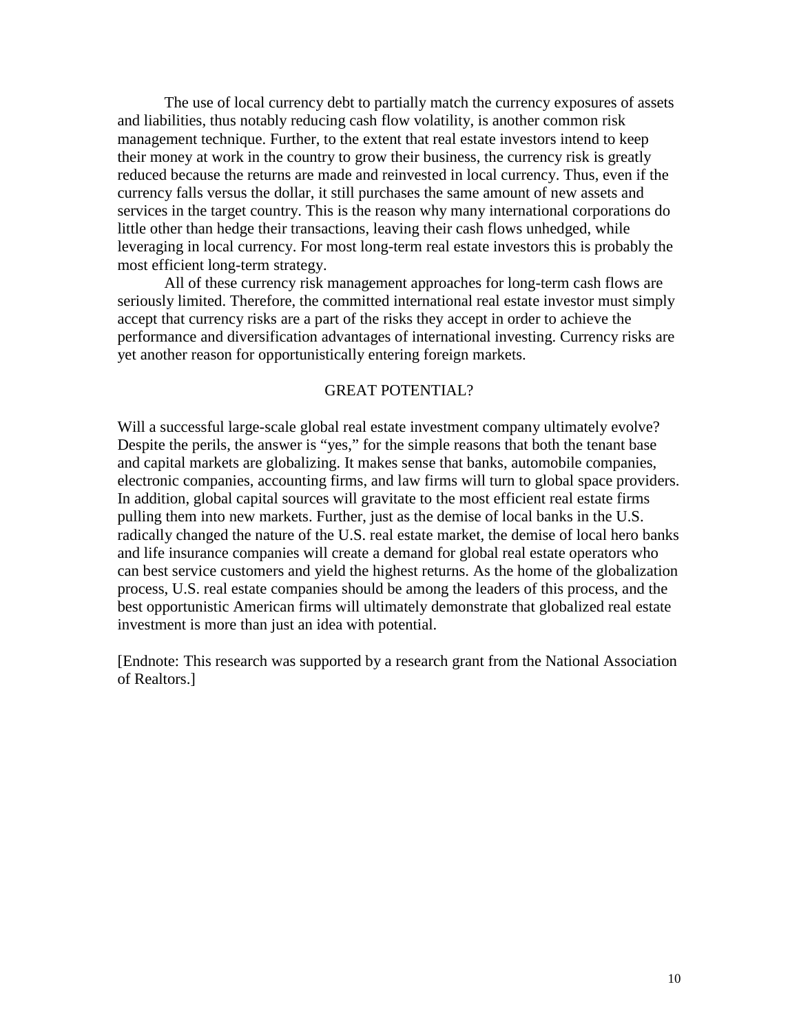The use of local currency debt to partially match the currency exposures of assets and liabilities, thus notably reducing cash flow volatility, is another common risk management technique. Further, to the extent that real estate investors intend to keep their money at work in the country to grow their business, the currency risk is greatly reduced because the returns are made and reinvested in local currency. Thus, even if the currency falls versus the dollar, it still purchases the same amount of new assets and services in the target country. This is the reason why many international corporations do little other than hedge their transactions, leaving their cash flows unhedged, while leveraging in local currency. For most long-term real estate investors this is probably the most efficient long-term strategy.

All of these currency risk management approaches for long-term cash flows are seriously limited. Therefore, the committed international real estate investor must simply accept that currency risks are a part of the risks they accept in order to achieve the performance and diversification advantages of international investing. Currency risks are yet another reason for opportunistically entering foreign markets.

## GREAT POTENTIAL?

Will a successful large-scale global real estate investment company ultimately evolve? Despite the perils, the answer is "yes," for the simple reasons that both the tenant base and capital markets are globalizing. It makes sense that banks, automobile companies, electronic companies, accounting firms, and law firms will turn to global space providers. In addition, global capital sources will gravitate to the most efficient real estate firms pulling them into new markets. Further, just as the demise of local banks in the U.S. radically changed the nature of the U.S. real estate market, the demise of local hero banks and life insurance companies will create a demand for global real estate operators who can best service customers and yield the highest returns. As the home of the globalization process, U.S. real estate companies should be among the leaders of this process, and the best opportunistic American firms will ultimately demonstrate that globalized real estate investment is more than just an idea with potential.

[Endnote: This research was supported by a research grant from the National Association of Realtors.]